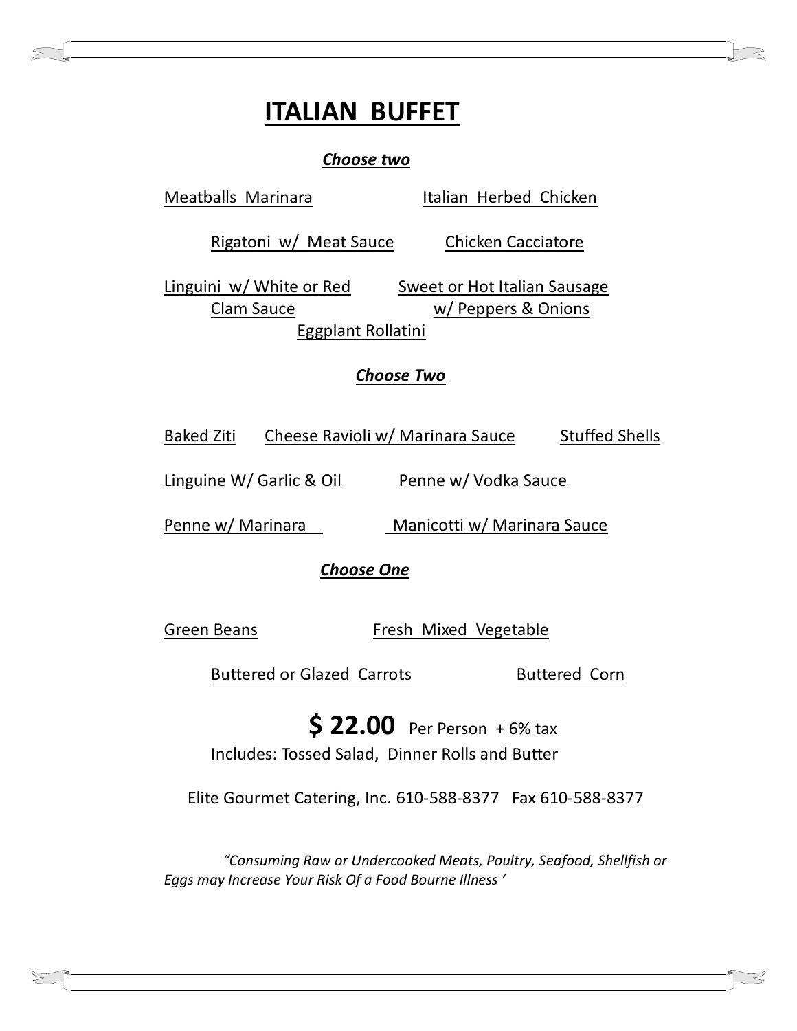# ITALIAN BUFFET

***Choose two***

Meatballs Marinara

Italian Herbed Chicken

Rigatoni w/ Meat Sauce

Chicken Cacciatore

Linguini w/ White or Red Clam Sauce

Sweet or Hot Italian Sausage w/ Peppers & Onions

Eggplant Rollatini

***Choose Two***

Baked Ziti

Cheese Ravioli w/ Marinara Sauce

Stuffed Shells

Linguine W/ Garlic & Oil

Penne w/ Vodka Sauce

Penne w/ Marinara

Manicotti w/ Marinara Sauce

***Choose One***

Green Beans

Fresh Mixed Vegetable

Buttered or Glazed Carrots

Buttered Corn

**$ 22.00** Per Person + 6% tax

Includes: Tossed Salad, Dinner Rolls and Butter

Elite Gourmet Catering, Inc. 610-588-8377 Fax 610-588-8377

*"Consuming Raw or Undercooked Meats, Poultry, Seafood, Shellfish or Eggs may Increase Your Risk Of a Food Bourne Illness '*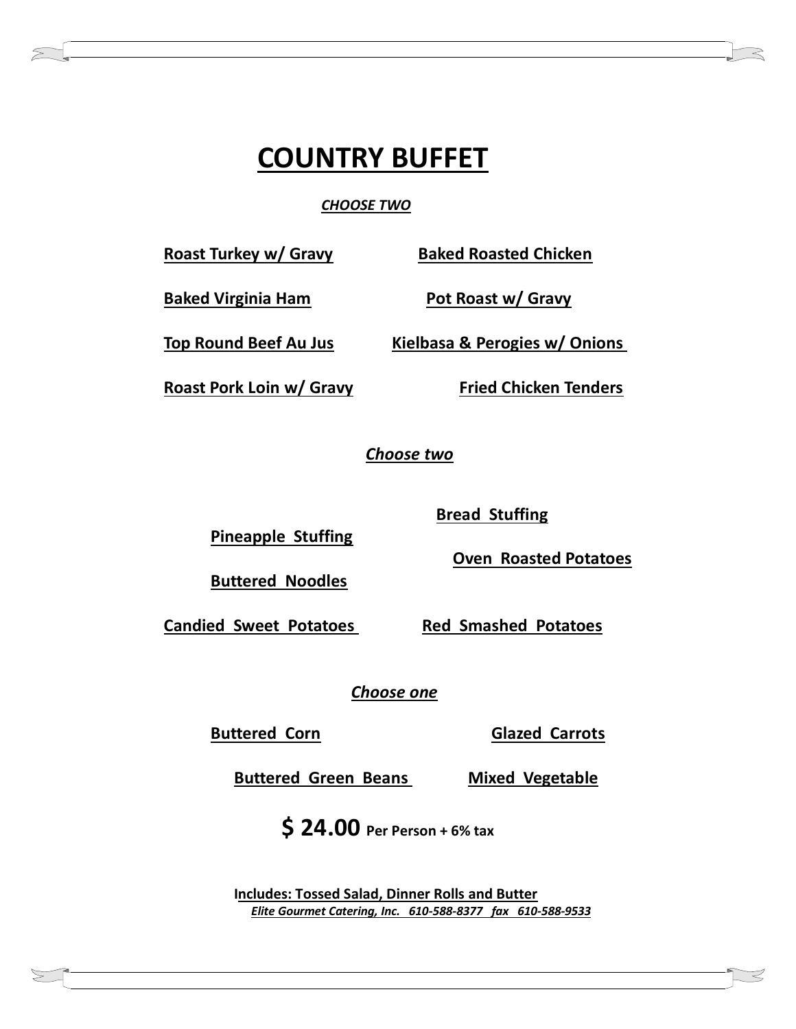# COUNTRY BUFFET

*CHOOSE TWO*

**Roast Turkey w/ Gravy**

**Baked Roasted Chicken**

**Baked Virginia Ham**

**Pot Roast w/ Gravy**

**Top Round Beef Au Jus**

**Kielbasa & Perogies w/ Onions**

**Roast Pork Loin w/ Gravy**

**Fried Chicken Tenders**

*Choose two*

**Bread Stuffing**

**Pineapple Stuffing**

**Oven Roasted Potatoes**

**Buttered Noodles**

**Candied Sweet Potatoes**

**Red Smashed Potatoes**

*Choose one*

**Buttered Corn**

**Glazed Carrots**

**Buttered Green Beans**

**Mixed Vegetable**

**$ 24.00** **Per Person + 6% tax**

**Includes: Tossed Salad, Dinner Rolls and Butter**

***Elite Gourmet Catering, Inc. 610-588-8377 fax 610-588-9533***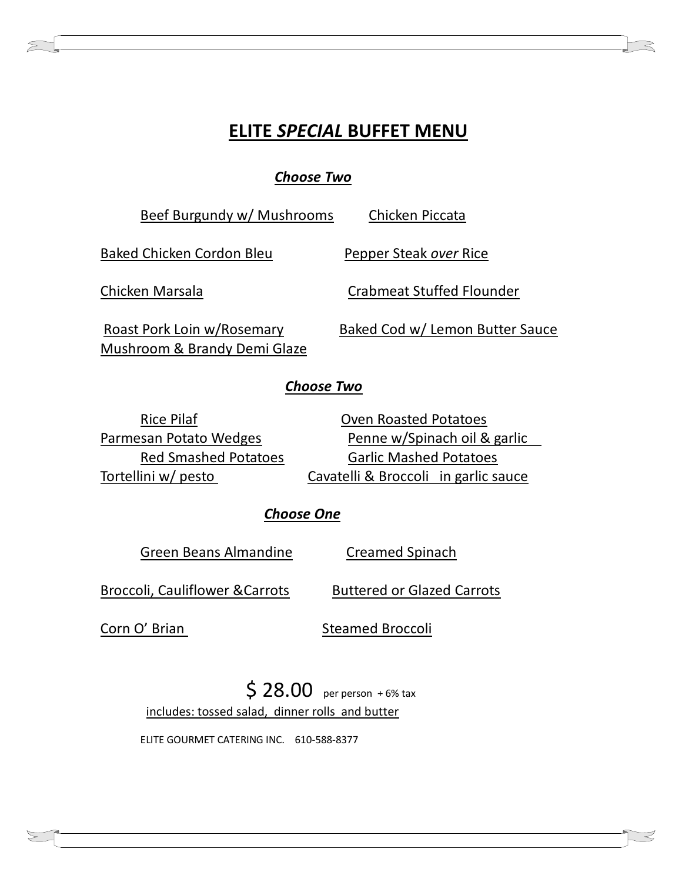# ELITE *SPECIAL* BUFFET MENU

### *Choose Two*

Beef Burgundy w/ Mushrooms

Chicken Piccata

Baked Chicken Cordon Bleu

Pepper Steak *over* Rice

Chicken Marsala

Crabmeat Stuffed Flounder

Roast Pork Loin w/Rosemary Mushroom & Brandy Demi Glaze

Baked Cod w/ Lemon Butter Sauce

### *Choose Two*

Rice Pilaf

Oven Roasted Potatoes

Parmesan Potato Wedges

Penne w/Spinach oil & garlic

Red Smashed Potatoes

Garlic Mashed Potatoes

Tortellini w/ pesto

Cavatelli & Broccoli in garlic sauce

### *Choose One*

Green Beans Almandine

Creamed Spinach

Broccoli, Cauliflower &Carrots

Buttered or Glazed Carrots

Corn O' Brian

Steamed Broccoli

$ 28.00 per person + 6% tax

includes: tossed salad, dinner rolls and butter

ELITE GOURMET CATERING INC. 610-588-8377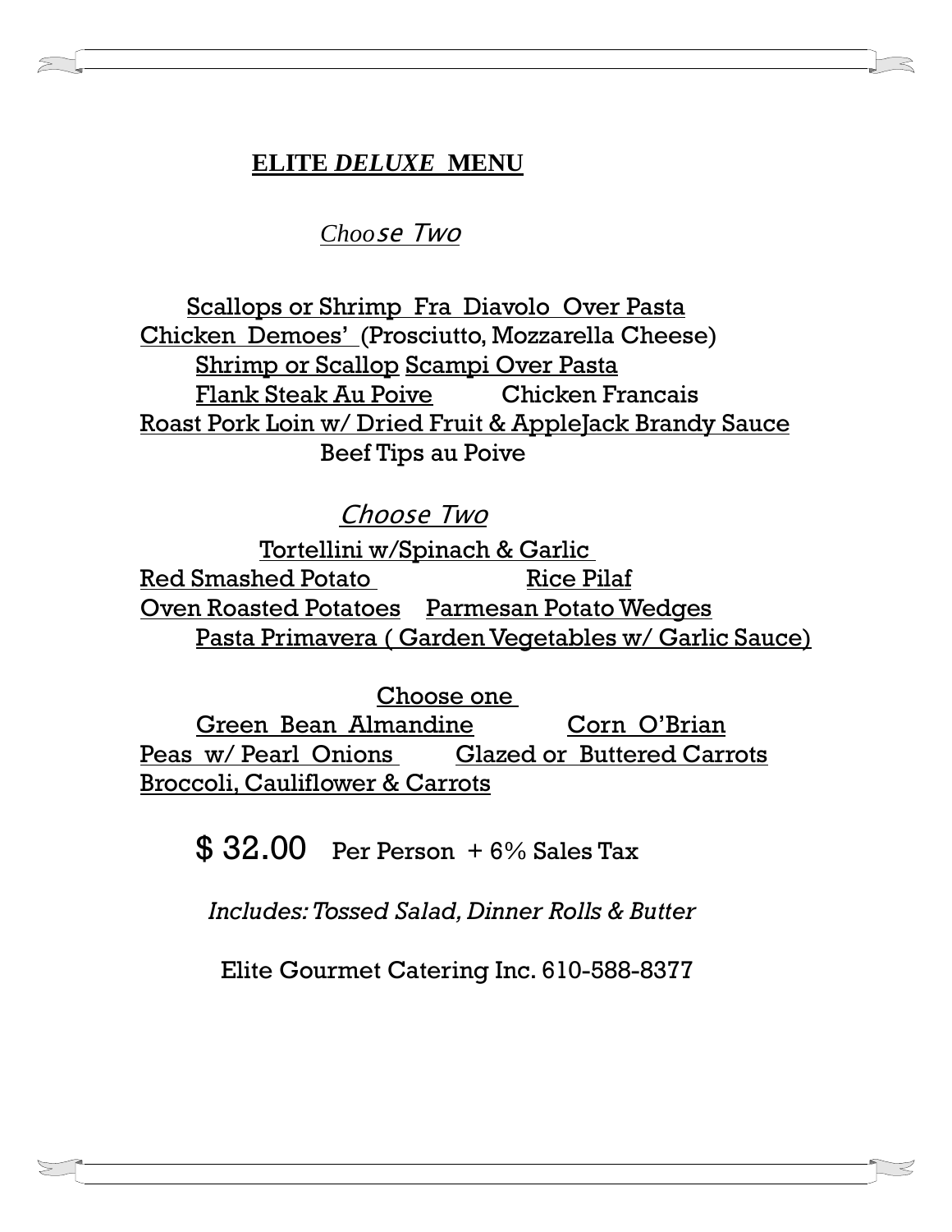## ELITE *DELUXE* MENU

*Choose Two*

Scallops or Shrimp Fra Diavolo Over Pasta
Chicken Demoes' (Prosciutto, Mozzarella Cheese)
Shrimp or Scallop Scampi Over Pasta
Flank Steak Au Poive
Chicken Francais
Roast Pork Loin w/ Dried Fruit & AppleJack Brandy Sauce
Beef Tips au Poive

*Choose Two*

Tortellini w/Spinach & Garlic
Red Smashed Potato
Rice Pilaf
Oven Roasted Potatoes
Parmesan Potato Wedges
Pasta Primavera ( Garden Vegetables w/ Garlic Sauce)

Choose one

Green Bean Almandine
Corn O'Brian
Peas w/ Pearl Onions
Glazed or Buttered Carrots
Broccoli, Cauliflower & Carrots

$ 32.00 Per Person + 6% Sales Tax

*Includes: Tossed Salad, Dinner Rolls & Butter*

Elite Gourmet Catering Inc. 610-588-8377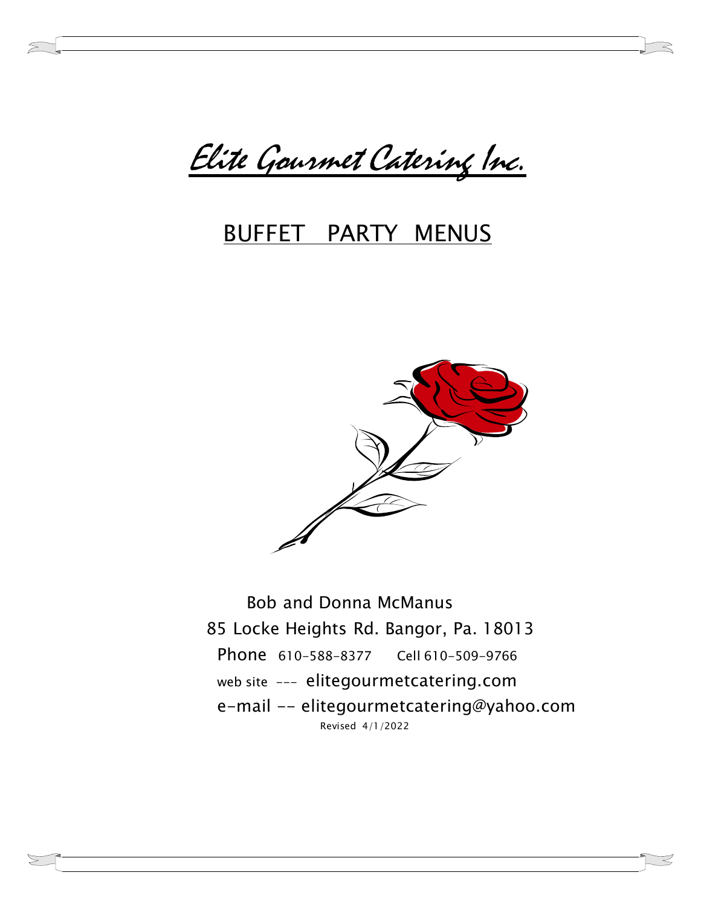# Elite Gourmet Catering Inc.

## BUFFET PARTY MENUS

Bob and Donna McManus

85 Locke Heights Rd. Bangor, Pa. 18013

Phone 610-588-8377 Cell 610-509-9766

web site --- elitegourmetcatering.com

e-mail -- elitegourmetcatering@yahoo.com

Revised 4/1/2022